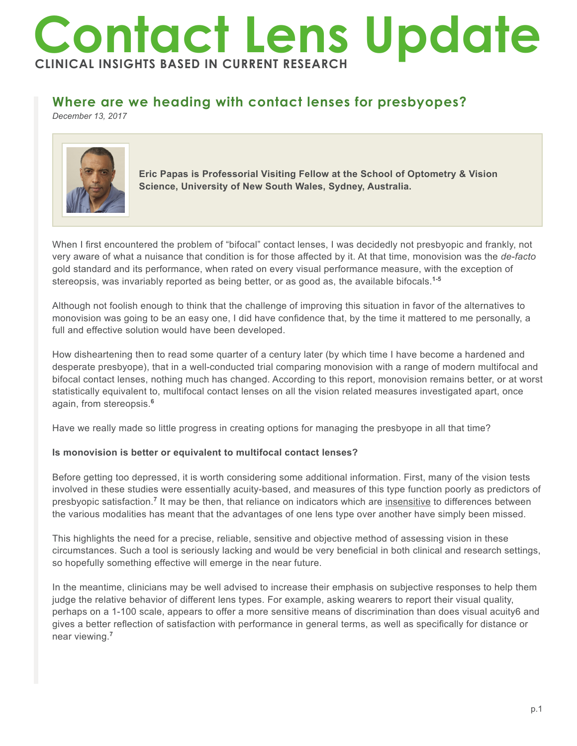# Contact Lens Update

**CLINICAL INSIGHTS BASED IN CURRENT RESEARCH**

## Where are we heading with contact lenses for presbyopes?

*December 13, 2017*

**Eric Papas is Professorial Visiting Fellow at the School of Optometry & Vision Science, University of New South Wales, Sydney, Australia.**

When I first encountered the problem of "bifocal" contact lenses, I was decidedly not presbyopic and frankly, not very aware of what a nuisance that condition is for those affected by it. At that time, monovision was the *de-facto* gold standard and its performance, when rated on every visual performance measure, with the exception of stereopsis, was invariably reported as being better, or as good as, the available bifocals.[1-5]

Although not foolish enough to think that the challenge of improving this situation in favor of the alternatives to monovision was going to be an easy one, I did have confidence that, by the time it mattered to me personally, a full and effective solution would have been developed.

How disheartening then to read some quarter of a century later (by which time I have become a hardened and desperate presbyope), that in a well-conducted trial comparing monovision with a range of modern multifocal and bifocal contact lenses, nothing much has changed. According to this report, monovision remains better, or at worst statistically equivalent to, multifocal contact lenses on all the vision related measures investigated apart, once again, from stereopsis.[6]

Have we really made so little progress in creating options for managing the presbyope in all that time?

**Is monovision is better or equivalent to multifocal contact lenses?**

Before getting too depressed, it is worth considering some additional information. First, many of the vision tests involved in these studies were essentially acuity-based, and measures of this type function poorly as predictors of presbyopic satisfaction.[7] It may be then, that reliance on indicators which are insensitive to differences between the various modalities has meant that the advantages of one lens type over another have simply been missed.

This highlights the need for a precise, reliable, sensitive and objective method of assessing vision in these circumstances. Such a tool is seriously lacking and would be very beneficial in both clinical and research settings, so hopefully something effective will emerge in the near future.

In the meantime, clinicians may be well advised to increase their emphasis on subjective responses to help them judge the relative behavior of different lens types. For example, asking wearers to report their visual quality, perhaps on a 1-100 scale, appears to offer a more sensitive means of discrimination than does visual acuity6 and gives a better reflection of satisfaction with performance in general terms, as well as specifically for distance or near viewing.[7]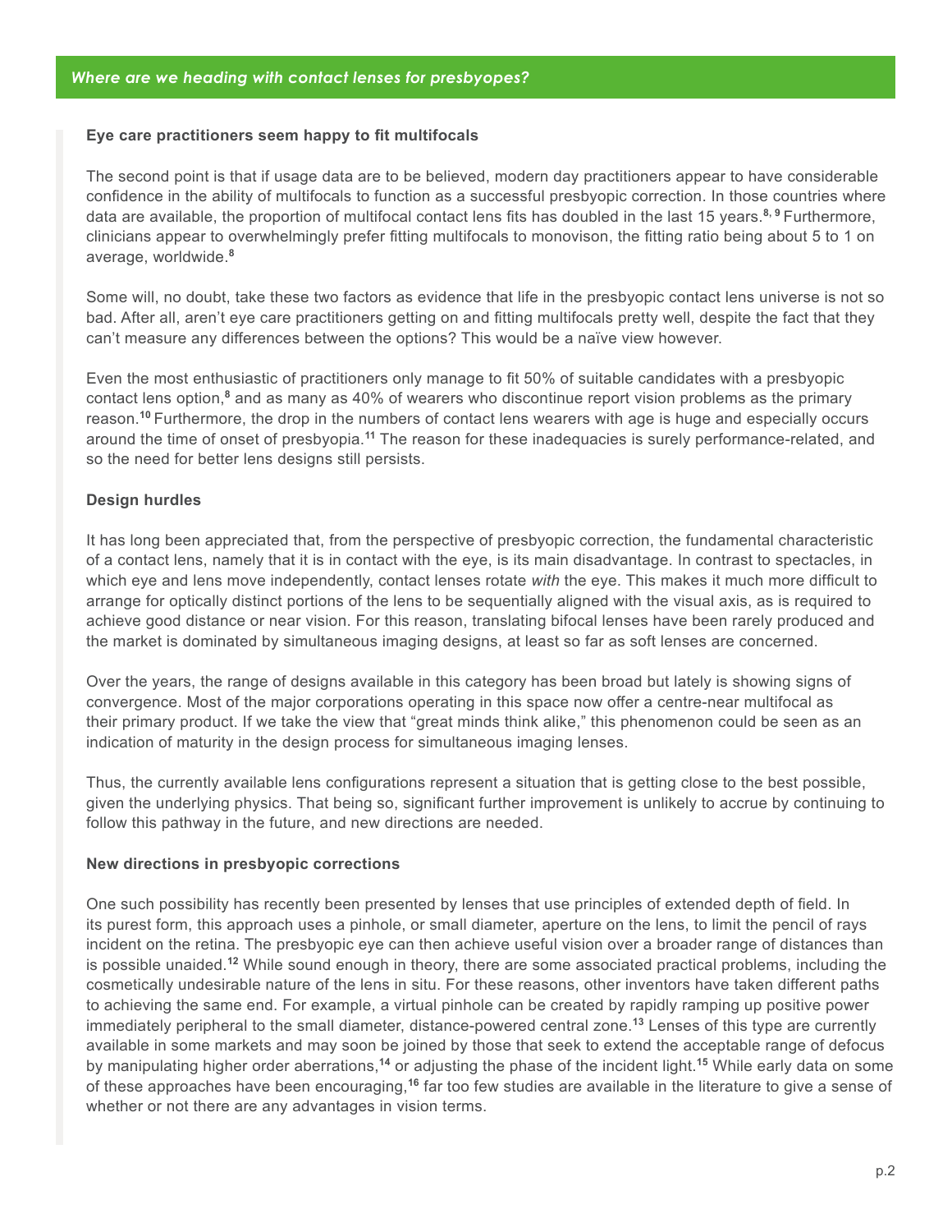## Eye care practitioners seem happy to fit multifocals

The second point is that if usage data are to be believed, modern day practitioners appear to have considerable confidence in the ability of multifocals to function as a successful presbyopic correction. In those countries where data are available, the proportion of multifocal contact lens fits has doubled in the last 15 years.[8, 9] Furthermore, clinicians appear to overwhelmingly prefer fitting multifocals to monovison, the fitting ratio being about 5 to 1 on average, worldwide.[8]

Some will, no doubt, take these two factors as evidence that life in the presbyopic contact lens universe is not so bad. After all, aren't eye care practitioners getting on and fitting multifocals pretty well, despite the fact that they can't measure any differences between the options? This would be a naïve view however.

Even the most enthusiastic of practitioners only manage to fit 50% of suitable candidates with a presbyopic contact lens option,[8] and as many as 40% of wearers who discontinue report vision problems as the primary reason.[10] Furthermore, the drop in the numbers of contact lens wearers with age is huge and especially occurs around the time of onset of presbyopia.[11] The reason for these inadequacies is surely performance-related, and so the need for better lens designs still persists.

## Design hurdles

It has long been appreciated that, from the perspective of presbyopic correction, the fundamental characteristic of a contact lens, namely that it is in contact with the eye, is its main disadvantage. In contrast to spectacles, in which eye and lens move independently, contact lenses rotate *with* the eye. This makes it much more difficult to arrange for optically distinct portions of the lens to be sequentially aligned with the visual axis, as is required to achieve good distance or near vision. For this reason, translating bifocal lenses have been rarely produced and the market is dominated by simultaneous imaging designs, at least so far as soft lenses are concerned.

Over the years, the range of designs available in this category has been broad but lately is showing signs of convergence. Most of the major corporations operating in this space now offer a centre-near multifocal as their primary product. If we take the view that "great minds think alike," this phenomenon could be seen as an indication of maturity in the design process for simultaneous imaging lenses.

Thus, the currently available lens configurations represent a situation that is getting close to the best possible, given the underlying physics. That being so, significant further improvement is unlikely to accrue by continuing to follow this pathway in the future, and new directions are needed.

## New directions in presbyopic corrections

One such possibility has recently been presented by lenses that use principles of extended depth of field. In its purest form, this approach uses a pinhole, or small diameter, aperture on the lens, to limit the pencil of rays incident on the retina. The presbyopic eye can then achieve useful vision over a broader range of distances than is possible unaided.[12] While sound enough in theory, there are some associated practical problems, including the cosmetically undesirable nature of the lens in situ. For these reasons, other inventors have taken different paths to achieving the same end. For example, a virtual pinhole can be created by rapidly ramping up positive power immediately peripheral to the small diameter, distance-powered central zone.[13] Lenses of this type are currently available in some markets and may soon be joined by those that seek to extend the acceptable range of defocus by manipulating higher order aberrations,[14] or adjusting the phase of the incident light.[15] While early data on some of these approaches have been encouraging,[16] far too few studies are available in the literature to give a sense of whether or not there are any advantages in vision terms.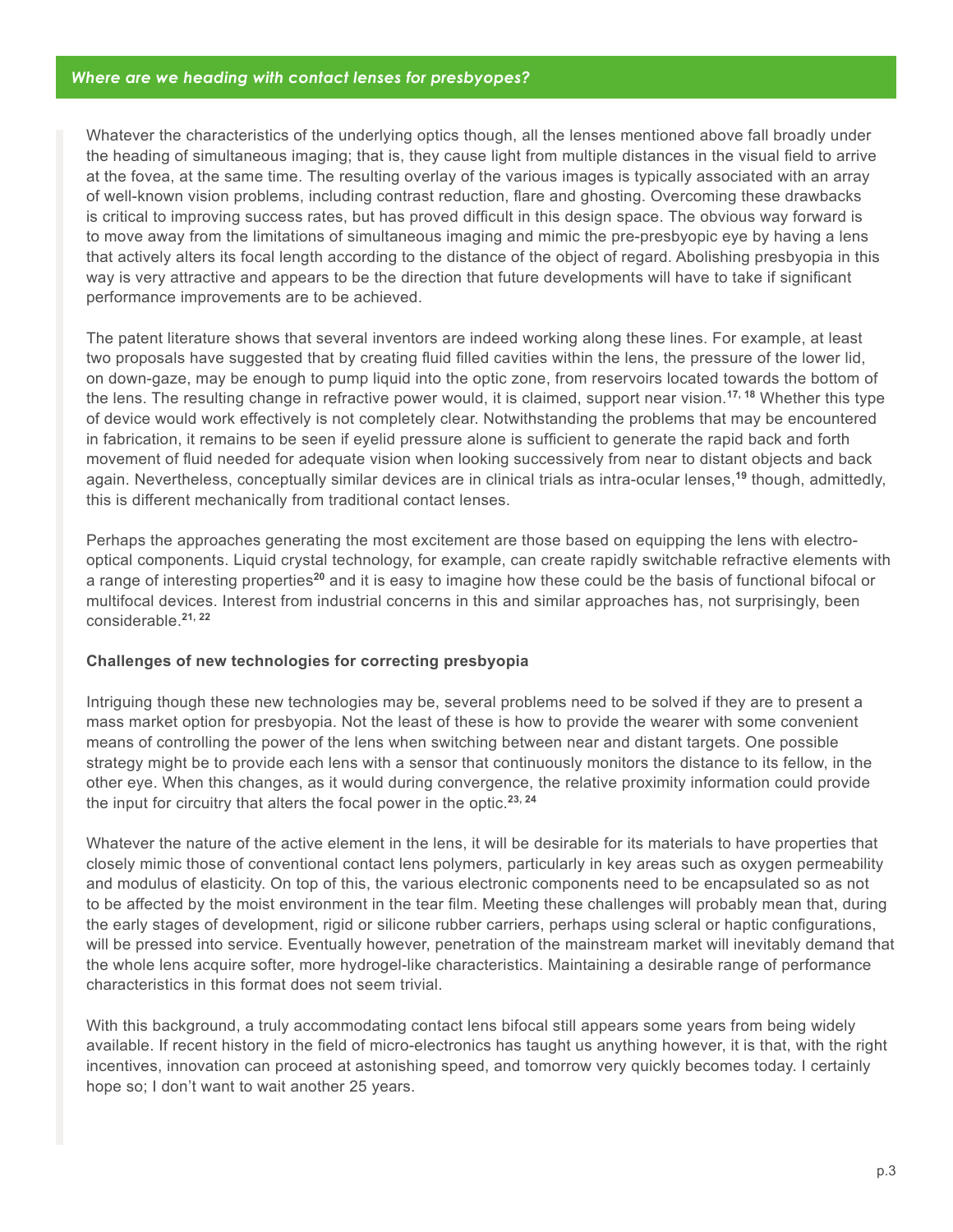Whatever the characteristics of the underlying optics though, all the lenses mentioned above fall broadly under the heading of simultaneous imaging; that is, they cause light from multiple distances in the visual field to arrive at the fovea, at the same time. The resulting overlay of the various images is typically associated with an array of well-known vision problems, including contrast reduction, flare and ghosting. Overcoming these drawbacks is critical to improving success rates, but has proved difficult in this design space. The obvious way forward is to move away from the limitations of simultaneous imaging and mimic the pre-presbyopic eye by having a lens that actively alters its focal length according to the distance of the object of regard. Abolishing presbyopia in this way is very attractive and appears to be the direction that future developments will have to take if significant performance improvements are to be achieved.

The patent literature shows that several inventors are indeed working along these lines. For example, at least two proposals have suggested that by creating fluid filled cavities within the lens, the pressure of the lower lid, on down-gaze, may be enough to pump liquid into the optic zone, from reservoirs located towards the bottom of the lens. The resulting change in refractive power would, it is claimed, support near vision.[17, 18] Whether this type of device would work effectively is not completely clear. Notwithstanding the problems that may be encountered in fabrication, it remains to be seen if eyelid pressure alone is sufficient to generate the rapid back and forth movement of fluid needed for adequate vision when looking successively from near to distant objects and back again. Nevertheless, conceptually similar devices are in clinical trials as intra-ocular lenses,[19] though, admittedly, this is different mechanically from traditional contact lenses.

Perhaps the approaches generating the most excitement are those based on equipping the lens with electro-optical components. Liquid crystal technology, for example, can create rapidly switchable refractive elements with a range of interesting properties[20] and it is easy to imagine how these could be the basis of functional bifocal or multifocal devices. Interest from industrial concerns in this and similar approaches has, not surprisingly, been considerable.[21, 22]

### Challenges of new technologies for correcting presbyopia

Intriguing though these new technologies may be, several problems need to be solved if they are to present a mass market option for presbyopia. Not the least of these is how to provide the wearer with some convenient means of controlling the power of the lens when switching between near and distant targets. One possible strategy might be to provide each lens with a sensor that continuously monitors the distance to its fellow, in the other eye. When this changes, as it would during convergence, the relative proximity information could provide the input for circuitry that alters the focal power in the optic.[23, 24]

Whatever the nature of the active element in the lens, it will be desirable for its materials to have properties that closely mimic those of conventional contact lens polymers, particularly in key areas such as oxygen permeability and modulus of elasticity. On top of this, the various electronic components need to be encapsulated so as not to be affected by the moist environment in the tear film. Meeting these challenges will probably mean that, during the early stages of development, rigid or silicone rubber carriers, perhaps using scleral or haptic configurations, will be pressed into service. Eventually however, penetration of the mainstream market will inevitably demand that the whole lens acquire softer, more hydrogel-like characteristics. Maintaining a desirable range of performance characteristics in this format does not seem trivial.

With this background, a truly accommodating contact lens bifocal still appears some years from being widely available. If recent history in the field of micro-electronics has taught us anything however, it is that, with the right incentives, innovation can proceed at astonishing speed, and tomorrow very quickly becomes today. I certainly hope so; I don't want to wait another 25 years.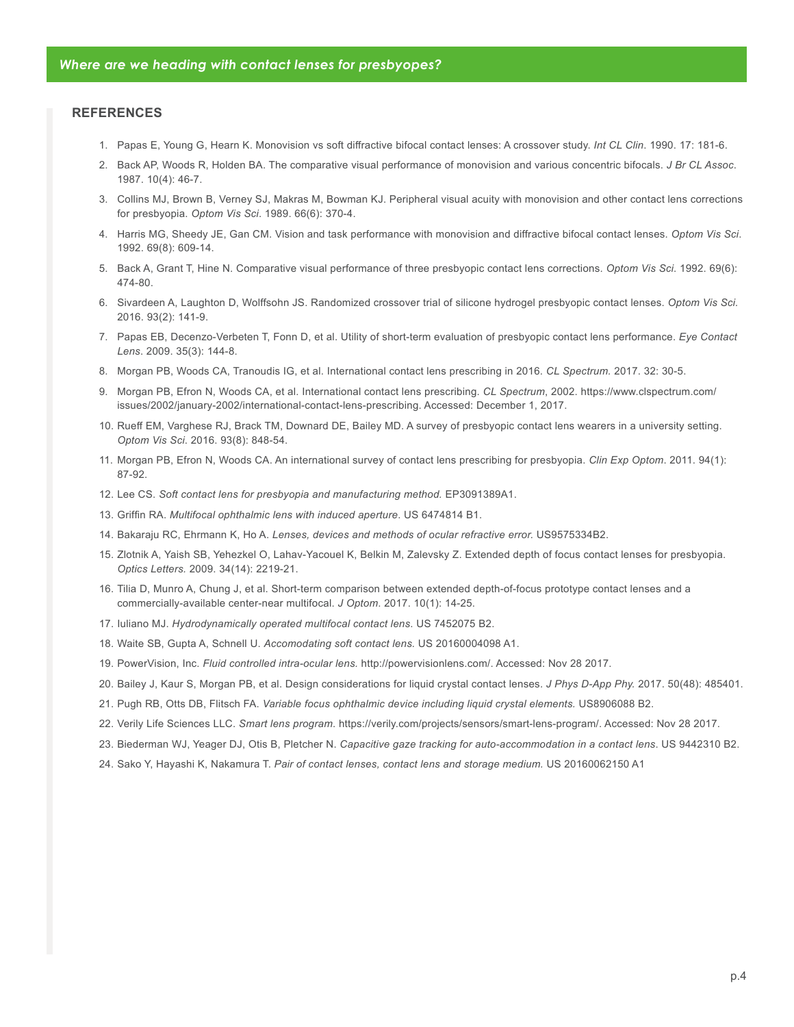## REFERENCES

1. Papas E, Young G, Hearn K. Monovision vs soft diffractive bifocal contact lenses: A crossover study. *Int CL Clin*. 1990. 17: 181-6.
2. Back AP, Woods R, Holden BA. The comparative visual performance of monovision and various concentric bifocals. *J Br CL Assoc*. 1987. 10(4): 46-7.
3. Collins MJ, Brown B, Verney SJ, Makras M, Bowman KJ. Peripheral visual acuity with monovision and other contact lens corrections for presbyopia. *Optom Vis Sci*. 1989. 66(6): 370-4.
4. Harris MG, Sheedy JE, Gan CM. Vision and task performance with monovision and diffractive bifocal contact lenses. *Optom Vis Sci*. 1992. 69(8): 609-14.
5. Back A, Grant T, Hine N. Comparative visual performance of three presbyopic contact lens corrections. *Optom Vis Sci*. 1992. 69(6): 474-80.
6. Sivardeen A, Laughton D, Wolffsohn JS. Randomized crossover trial of silicone hydrogel presbyopic contact lenses. *Optom Vis Sci*. 2016. 93(2): 141-9.
7. Papas EB, Decenzo-Verbeten T, Fonn D, et al. Utility of short-term evaluation of presbyopic contact lens performance. *Eye Contact Lens*. 2009. 35(3): 144-8.
8. Morgan PB, Woods CA, Tranoudis IG, et al. International contact lens prescribing in 2016. *CL Spectrum.* 2017. 32: 30-5.
9. Morgan PB, Efron N, Woods CA, et al. International contact lens prescribing. *CL Spectrum*, 2002. https://www.clspectrum.com/issues/2002/january-2002/international-contact-lens-prescribing. Accessed: December 1, 2017.
10. Rueff EM, Varghese RJ, Brack TM, Downard DE, Bailey MD. A survey of presbyopic contact lens wearers in a university setting. *Optom Vis Sci*. 2016. 93(8): 848-54.
11. Morgan PB, Efron N, Woods CA. An international survey of contact lens prescribing for presbyopia. *Clin Exp Optom*. 2011. 94(1): 87-92.
12. Lee CS. *Soft contact lens for presbyopia and manufacturing method.* EP3091389A1.
13. Griffin RA. *Multifocal ophthalmic lens with induced aperture*. US 6474814 B1.
14. Bakaraju RC, Ehrmann K, Ho A. *Lenses, devices and methods of ocular refractive error.* US9575334B2.
15. Zlotnik A, Yaish SB, Yehezkel O, Lahav-Yacouel K, Belkin M, Zalevsky Z. Extended depth of focus contact lenses for presbyopia. *Optics Letters.* 2009. 34(14): 2219-21.
16. Tilia D, Munro A, Chung J, et al. Short-term comparison between extended depth-of-focus prototype contact lenses and a commercially-available center-near multifocal. *J Optom*. 2017. 10(1): 14-25.
17. Iuliano MJ. *Hydrodynamically operated multifocal contact lens*. US 7452075 B2.
18. Waite SB, Gupta A, Schnell U. *Accomodating soft contact lens.* US 20160004098 A1.
19. PowerVision, Inc. *Fluid controlled intra-ocular lens.* http://powervisionlens.com/. Accessed: Nov 28 2017.
20. Bailey J, Kaur S, Morgan PB, et al. Design considerations for liquid crystal contact lenses. *J Phys D-App Phy.* 2017. 50(48): 485401.
21. Pugh RB, Otts DB, Flitsch FA. *Variable focus ophthalmic device including liquid crystal elements.* US8906088 B2.
22. Verily Life Sciences LLC. *Smart lens program.* https://verily.com/projects/sensors/smart-lens-program/. Accessed: Nov 28 2017.
23. Biederman WJ, Yeager DJ, Otis B, Pletcher N. *Capacitive gaze tracking for auto-accommodation in a contact lens*. US 9442310 B2.
24. Sako Y, Hayashi K, Nakamura T. *Pair of contact lenses, contact lens and storage medium.* US 20160062150 A1